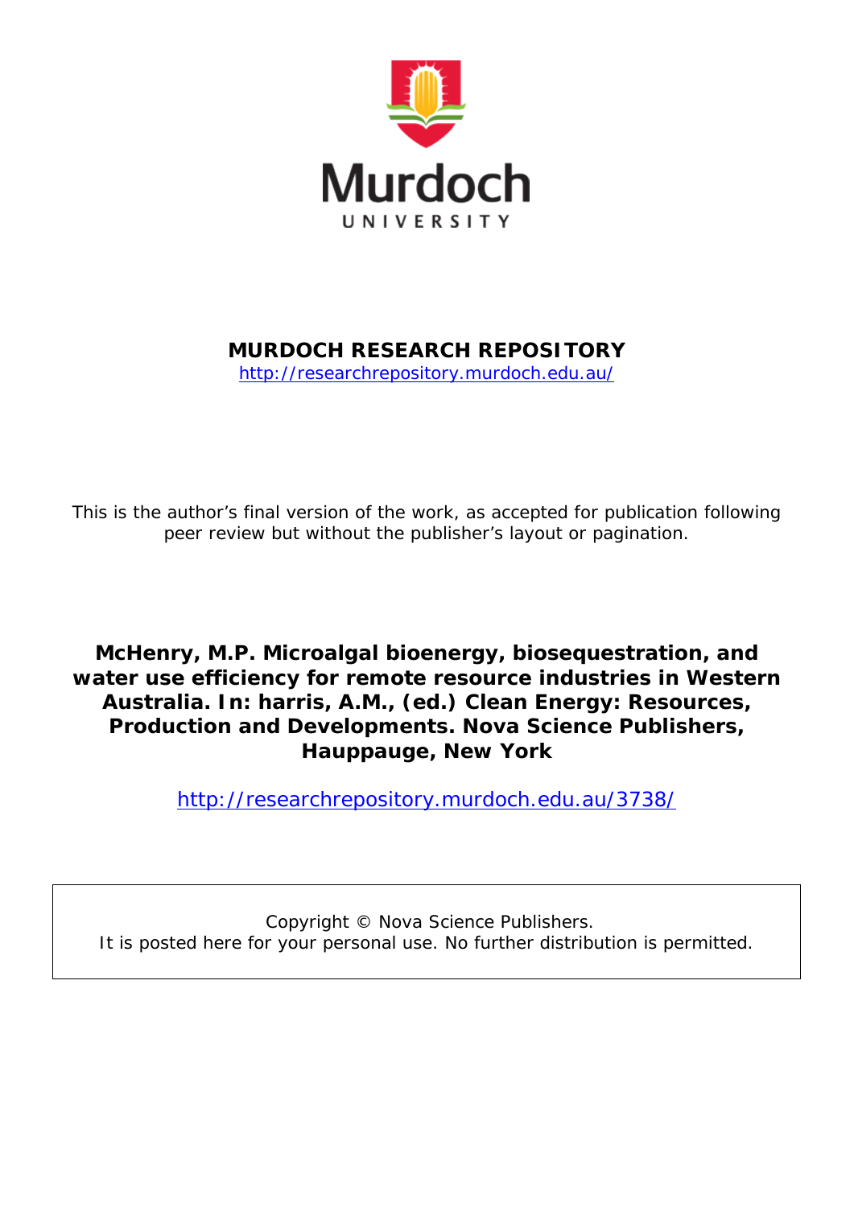Murdoch UNIVERSITY

**MURDOCH RESEARCH REPOSITORY**

http://researchrepository.murdoch.edu.au/

This is the author's final version of the work, as accepted for publication following peer review but without the publisher's layout or pagination.

**McHenry, M.P. Microalgal bioenergy, biosequestration, and water use efficiency for remote resource industries in Western Australia. In: harris, A.M., (ed.) Clean Energy: Resources, Production and Developments. Nova Science Publishers, Hauppauge, New York**

http://researchrepository.murdoch.edu.au/3738/

Copyright © Nova Science Publishers.
It is posted here for your personal use. No further distribution is permitted.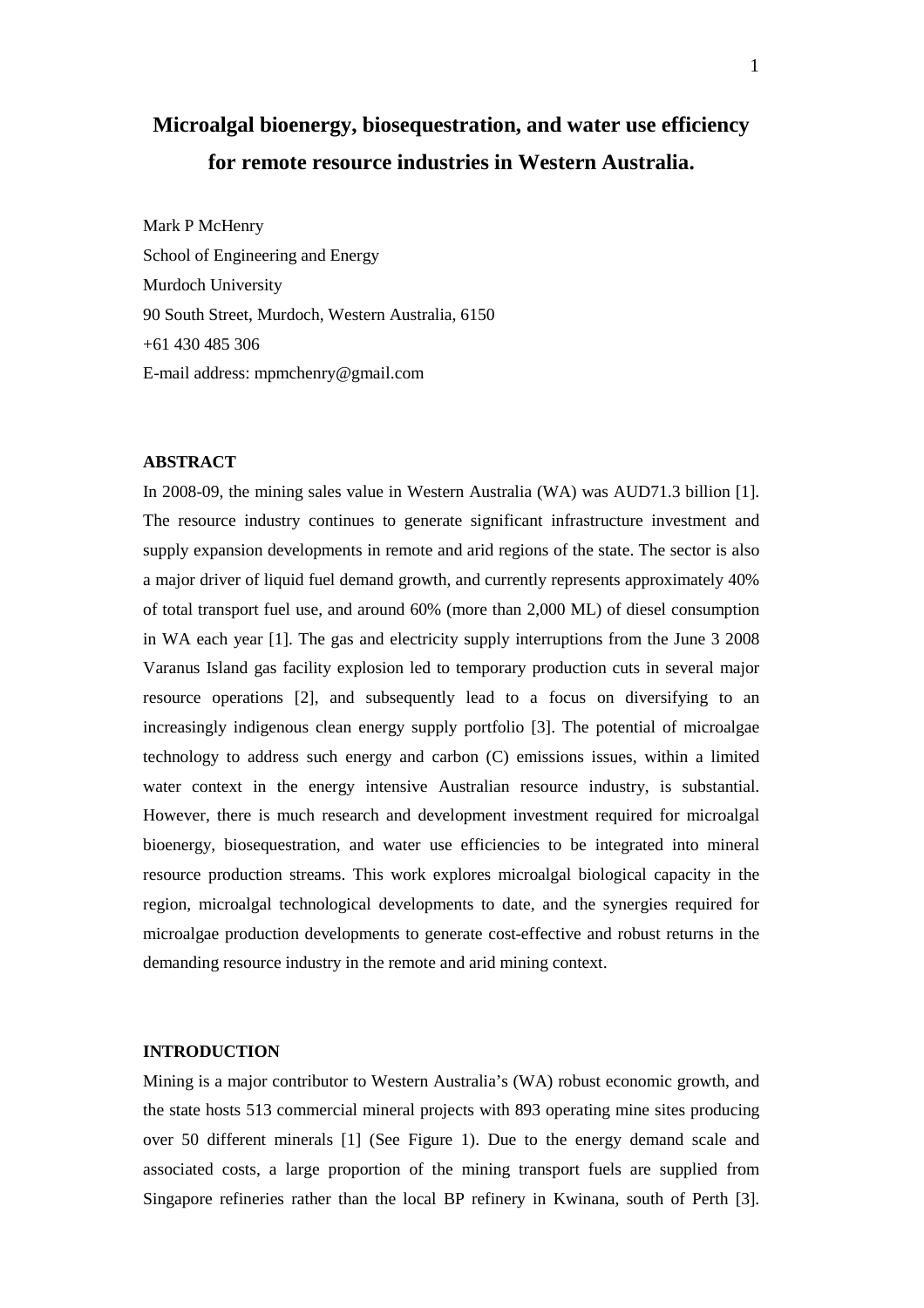# Microalgal bioenergy, biosequestration, and water use efficiency for remote resource industries in Western Australia.

Mark P McHenry
School of Engineering and Energy
Murdoch University
90 South Street, Murdoch, Western Australia, 6150
+61 430 485 306
E-mail address: mpmchenry@gmail.com

## ABSTRACT

In 2008-09, the mining sales value in Western Australia (WA) was AUD71.3 billion [1]. The resource industry continues to generate significant infrastructure investment and supply expansion developments in remote and arid regions of the state. The sector is also a major driver of liquid fuel demand growth, and currently represents approximately 40% of total transport fuel use, and around 60% (more than 2,000 ML) of diesel consumption in WA each year [1]. The gas and electricity supply interruptions from the June 3 2008 Varanus Island gas facility explosion led to temporary production cuts in several major resource operations [2], and subsequently lead to a focus on diversifying to an increasingly indigenous clean energy supply portfolio [3]. The potential of microalgae technology to address such energy and carbon (C) emissions issues, within a limited water context in the energy intensive Australian resource industry, is substantial. However, there is much research and development investment required for microalgal bioenergy, biosequestration, and water use efficiencies to be integrated into mineral resource production streams. This work explores microalgal biological capacity in the region, microalgal technological developments to date, and the synergies required for microalgae production developments to generate cost-effective and robust returns in the demanding resource industry in the remote and arid mining context.

## INTRODUCTION

Mining is a major contributor to Western Australia's (WA) robust economic growth, and the state hosts 513 commercial mineral projects with 893 operating mine sites producing over 50 different minerals [1] (See Figure 1). Due to the energy demand scale and associated costs, a large proportion of the mining transport fuels are supplied from Singapore refineries rather than the local BP refinery in Kwinana, south of Perth [3].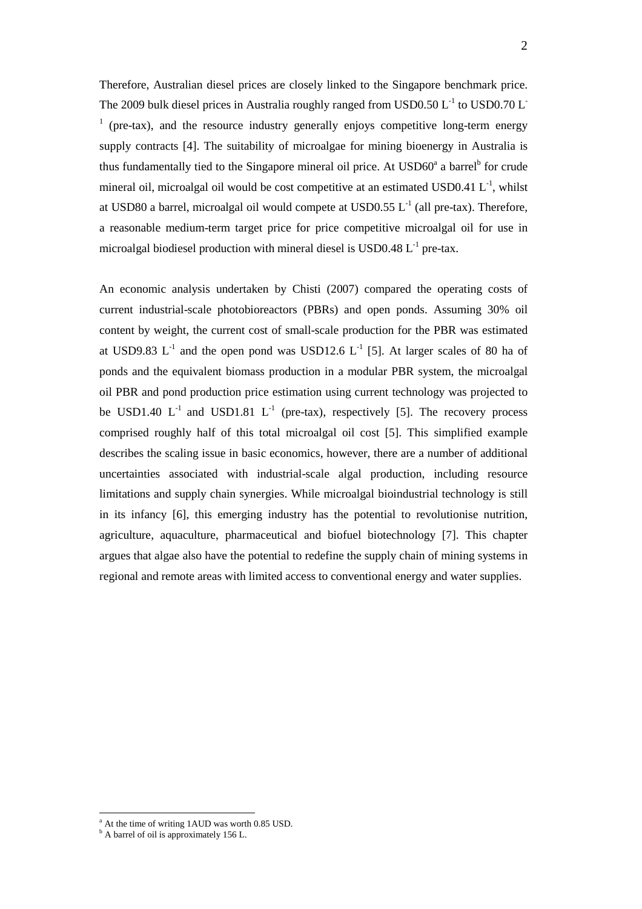Therefore, Australian diesel prices are closely linked to the Singapore benchmark price. The 2009 bulk diesel prices in Australia roughly ranged from USD0.50 $L^{-1}$ to USD0.70 $L^{-1}$ (pre-tax), and the resource industry generally enjoys competitive long-term energy supply contracts [4]. The suitability of microalgae for mining bioenergy in Australia is thus fundamentally tied to the Singapore mineral oil price. At USD60[a] a barrel[b] for crude mineral oil, microalgal oil would be cost competitive at an estimated USD0.41 $L^{-1}$, whilst at USD80 a barrel, microalgal oil would compete at USD0.55 $L^{-1}$ (all pre-tax). Therefore, a reasonable medium-term target price for price competitive microalgal oil for use in microalgal biodiesel production with mineral diesel is USD0.48 $L^{-1}$ pre-tax.

An economic analysis undertaken by Chisti (2007) compared the operating costs of current industrial-scale photobioreactors (PBRs) and open ponds. Assuming 30% oil content by weight, the current cost of small-scale production for the PBR was estimated at USD9.83 $L^{-1}$ and the open pond was USD12.6 $L^{-1}$ [5]. At larger scales of 80 ha of ponds and the equivalent biomass production in a modular PBR system, the microalgal oil PBR and pond production price estimation using current technology was projected to be USD1.40 $L^{-1}$ and USD1.81 $L^{-1}$ (pre-tax), respectively [5]. The recovery process comprised roughly half of this total microalgal oil cost [5]. This simplified example describes the scaling issue in basic economics, however, there are a number of additional uncertainties associated with industrial-scale algal production, including resource limitations and supply chain synergies. While microalgal bioindustrial technology is still in its infancy [6], this emerging industry has the potential to revolutionise nutrition, agriculture, aquaculture, pharmaceutical and biofuel biotechnology [7]. This chapter argues that algae also have the potential to redefine the supply chain of mining systems in regional and remote areas with limited access to conventional energy and water supplies.

[a] At the time of writing 1AUD was worth 0.85 USD.

[b] A barrel of oil is approximately 156 L.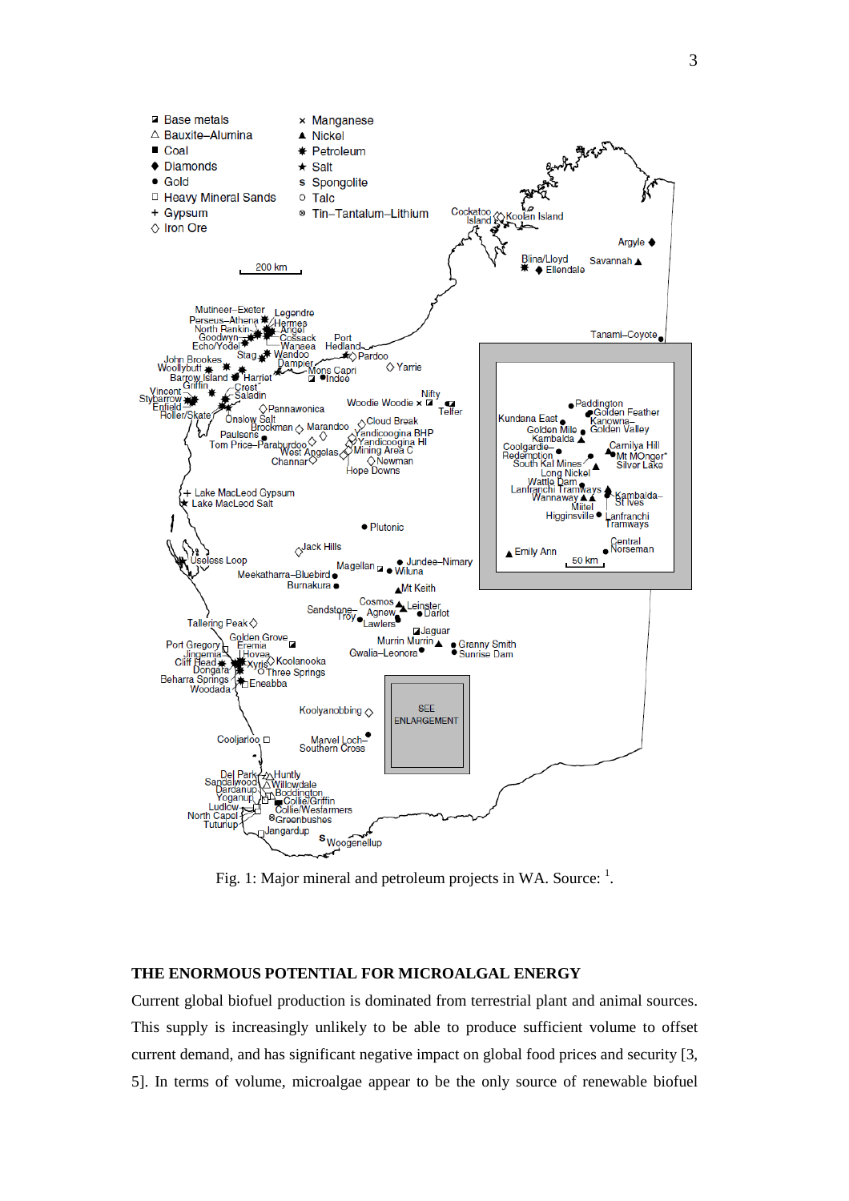Fig. 1: Major mineral and petroleum projects in WA. Source: [1].

## THE ENORMOUS POTENTIAL FOR MICROALGAL ENERGY

Current global biofuel production is dominated from terrestrial plant and animal sources. This supply is increasingly unlikely to be able to produce sufficient volume to offset current demand, and has significant negative impact on global food prices and security [3, 5]. In terms of volume, microalgae appear to be the only source of renewable biofuel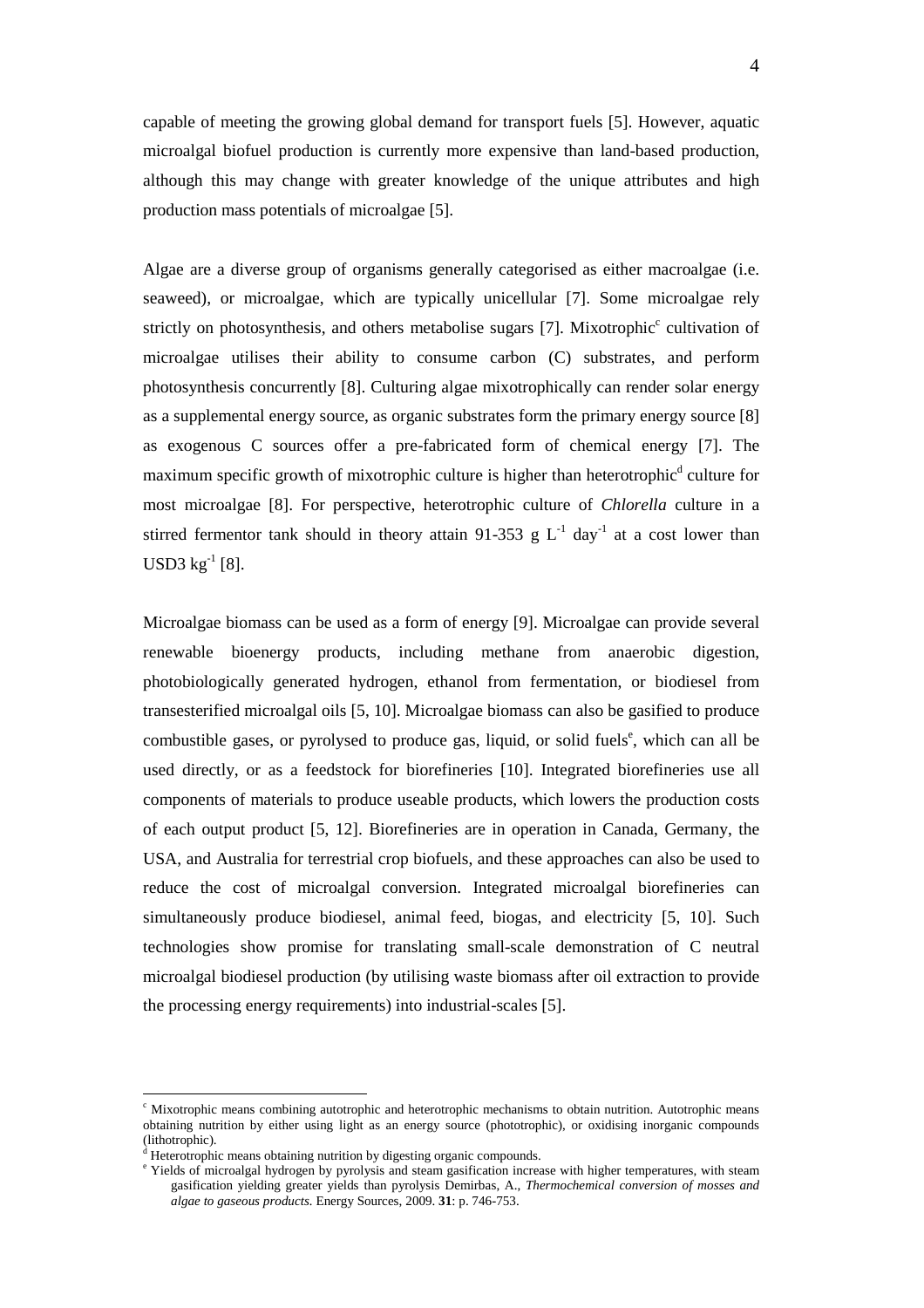capable of meeting the growing global demand for transport fuels [5]. However, aquatic microalgal biofuel production is currently more expensive than land-based production, although this may change with greater knowledge of the unique attributes and high production mass potentials of microalgae [5].

Algae are a diverse group of organisms generally categorised as either macroalgae (i.e. seaweed), or microalgae, which are typically unicellular [7]. Some microalgae rely strictly on photosynthesis, and others metabolise sugars [7]. Mixotrophic[c] cultivation of microalgae utilises their ability to consume carbon (C) substrates, and perform photosynthesis concurrently [8]. Culturing algae mixotrophically can render solar energy as a supplemental energy source, as organic substrates form the primary energy source [8] as exogenous C sources offer a pre-fabricated form of chemical energy [7]. The maximum specific growth of mixotrophic culture is higher than heterotrophic[d] culture for most microalgae [8]. For perspective, heterotrophic culture of *Chlorella* culture in a stirred fermentor tank should in theory attain 91-353 g $L^{-1}$ $day^{-1}$ at a cost lower than USD3 $kg^{-1}$ [8].

Microalgae biomass can be used as a form of energy [9]. Microalgae can provide several renewable bioenergy products, including methane from anaerobic digestion, photobiologically generated hydrogen, ethanol from fermentation, or biodiesel from transesterified microalgal oils [5, 10]. Microalgae biomass can also be gasified to produce combustible gases, or pyrolysed to produce gas, liquid, or solid fuels[e], which can all be used directly, or as a feedstock for biorefineries [10]. Integrated biorefineries use all components of materials to produce useable products, which lowers the production costs of each output product [5, 12]. Biorefineries are in operation in Canada, Germany, the USA, and Australia for terrestrial crop biofuels, and these approaches can also be used to reduce the cost of microalgal conversion. Integrated microalgal biorefineries can simultaneously produce biodiesel, animal feed, biogas, and electricity [5, 10]. Such technologies show promise for translating small-scale demonstration of C neutral microalgal biodiesel production (by utilising waste biomass after oil extraction to provide the processing energy requirements) into industrial-scales [5].

---

[c] Mixotrophic means combining autotrophic and heterotrophic mechanisms to obtain nutrition. Autotrophic means obtaining nutrition by either using light as an energy source (phototrophic), or oxidising inorganic compounds (lithotrophic).

[d] Heterotrophic means obtaining nutrition by digesting organic compounds.

[e] Yields of microalgal hydrogen by pyrolysis and steam gasification increase with higher temperatures, with steam gasification yielding greater yields than pyrolysis Demirbas, A., *Thermochemical conversion of mosses and algae to gaseous products.* Energy Sources, 2009. **31**: p. 746-753.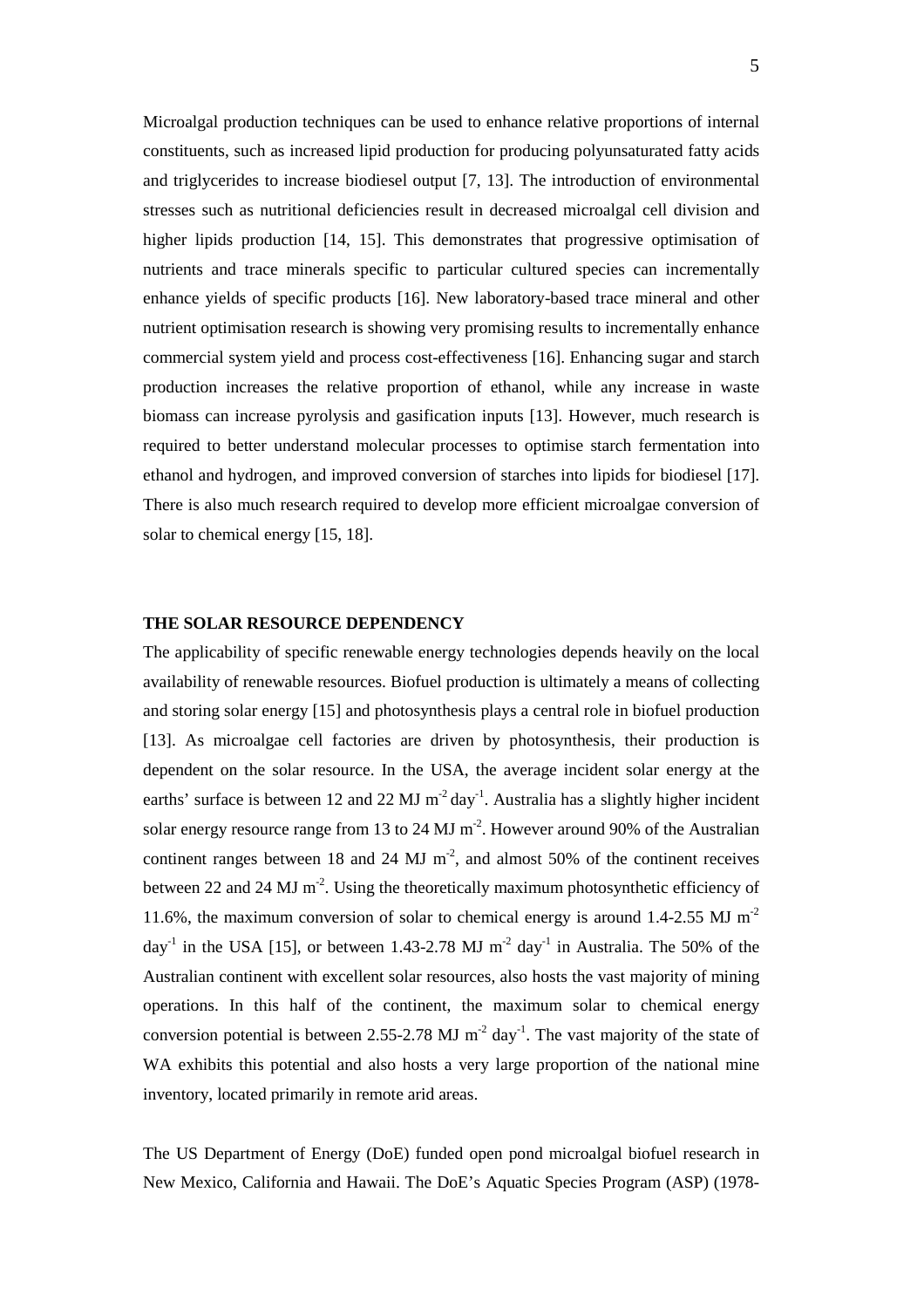Microalgal production techniques can be used to enhance relative proportions of internal constituents, such as increased lipid production for producing polyunsaturated fatty acids and triglycerides to increase biodiesel output [7, 13]. The introduction of environmental stresses such as nutritional deficiencies result in decreased microalgal cell division and higher lipids production [14, 15]. This demonstrates that progressive optimisation of nutrients and trace minerals specific to particular cultured species can incrementally enhance yields of specific products [16]. New laboratory-based trace mineral and other nutrient optimisation research is showing very promising results to incrementally enhance commercial system yield and process cost-effectiveness [16]. Enhancing sugar and starch production increases the relative proportion of ethanol, while any increase in waste biomass can increase pyrolysis and gasification inputs [13]. However, much research is required to better understand molecular processes to optimise starch fermentation into ethanol and hydrogen, and improved conversion of starches into lipids for biodiesel [17]. There is also much research required to develop more efficient microalgae conversion of solar to chemical energy [15, 18].

## THE SOLAR RESOURCE DEPENDENCY

The applicability of specific renewable energy technologies depends heavily on the local availability of renewable resources. Biofuel production is ultimately a means of collecting and storing solar energy [15] and photosynthesis plays a central role in biofuel production [13]. As microalgae cell factories are driven by photosynthesis, their production is dependent on the solar resource. In the USA, the average incident solar energy at the earths' surface is between 12 and 22 MJ $m^{-2}$ $day^{-1}$. Australia has a slightly higher incident solar energy resource range from 13 to 24 MJ $m^{-2}$. However around 90% of the Australian continent ranges between 18 and 24 MJ $m^{-2}$, and almost 50% of the continent receives between 22 and 24 MJ $m^{-2}$. Using the theoretically maximum photosynthetic efficiency of 11.6%, the maximum conversion of solar to chemical energy is around 1.4-2.55 MJ $m^{-2}$ $day^{-1}$ in the USA [15], or between 1.43-2.78 MJ $m^{-2}$ $day^{-1}$ in Australia. The 50% of the Australian continent with excellent solar resources, also hosts the vast majority of mining operations. In this half of the continent, the maximum solar to chemical energy conversion potential is between 2.55-2.78 MJ $m^{-2}$ $day^{-1}$. The vast majority of the state of WA exhibits this potential and also hosts a very large proportion of the national mine inventory, located primarily in remote arid areas.

The US Department of Energy (DoE) funded open pond microalgal biofuel research in New Mexico, California and Hawaii. The DoE's Aquatic Species Program (ASP) (1978-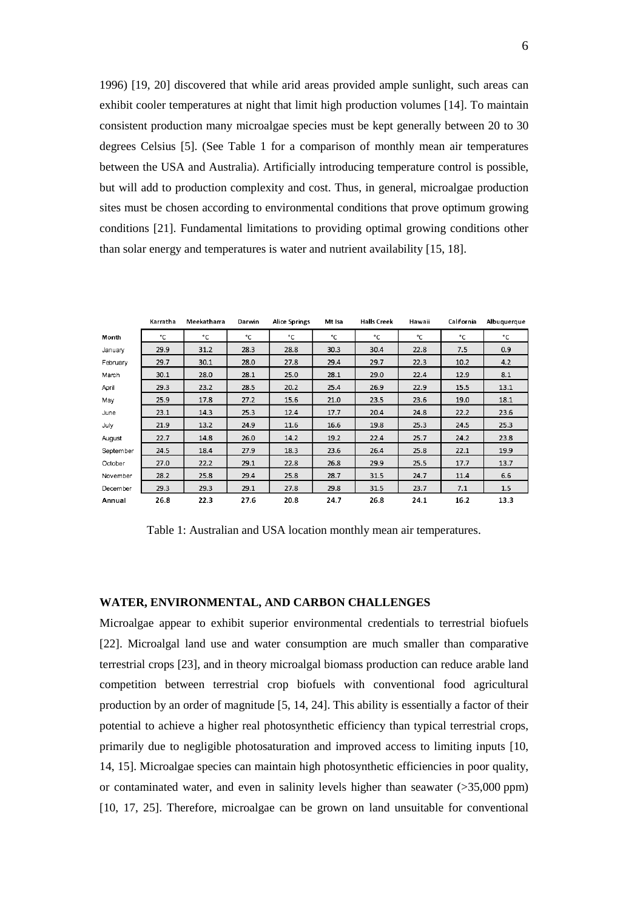1996) [19, 20] discovered that while arid areas provided ample sunlight, such areas can exhibit cooler temperatures at night that limit high production volumes [14]. To maintain consistent production many microalgae species must be kept generally between 20 to 30 degrees Celsius [5]. (See Table 1 for a comparison of monthly mean air temperatures between the USA and Australia). Artificially introducing temperature control is possible, but will add to production complexity and cost. Thus, in general, microalgae production sites must be chosen according to environmental conditions that prove optimum growing conditions [21]. Fundamental limitations to providing optimal growing conditions other than solar energy and temperatures is water and nutrient availability [15, 18].

| | Karratha | Meekatharra | Darwin | Alice Springs | Mt Isa | Halls Creek | Hawaii | California | Albuquerque |
|---|---|---|---|---|---|---|---|---|---|
| Month | °C | °C | °C | °C | °C | °C | °C | °C | °C |
| January | 29.9 | 31.2 | 28.3 | 28.8 | 30.3 | 30.4 | 22.8 | 7.5 | 0.9 |
| February | 29.7 | 30.1 | 28.0 | 27.8 | 29.4 | 29.7 | 22.3 | 10.2 | 4.2 |
| March | 30.1 | 28.0 | 28.1 | 25.0 | 28.1 | 29.0 | 22.4 | 12.9 | 8.1 |
| April | 29.3 | 23.2 | 28.5 | 20.2 | 25.4 | 26.9 | 22.9 | 15.5 | 13.1 |
| May | 25.9 | 17.8 | 27.2 | 15.6 | 21.0 | 23.5 | 23.6 | 19.0 | 18.1 |
| June | 23.1 | 14.3 | 25.3 | 12.4 | 17.7 | 20.4 | 24.8 | 22.2 | 23.6 |
| July | 21.9 | 13.2 | 24.9 | 11.6 | 16.6 | 19.8 | 25.3 | 24.5 | 25.3 |
| August | 22.7 | 14.8 | 26.0 | 14.2 | 19.2 | 22.4 | 25.7 | 24.2 | 23.8 |
| September | 24.5 | 18.4 | 27.9 | 18.3 | 23.6 | 26.4 | 25.8 | 22.1 | 19.9 |
| October | 27.0 | 22.2 | 29.1 | 22.8 | 26.8 | 29.9 | 25.5 | 17.7 | 13.7 |
| November | 28.2 | 25.8 | 29.4 | 25.8 | 28.7 | 31.5 | 24.7 | 11.4 | 6.6 |
| December | 29.3 | 29.3 | 29.1 | 27.8 | 29.8 | 31.5 | 23.7 | 7.1 | 1.5 |
| **Annual** | **26.8** | **22.3** | **27.6** | **20.8** | **24.7** | **26.8** | **24.1** | **16.2** | **13.3** |

Table 1: Australian and USA location monthly mean air temperatures.

#### WATER, ENVIRONMENTAL, AND CARBON CHALLENGES

Microalgae appear to exhibit superior environmental credentials to terrestrial biofuels [22]. Microalgal land use and water consumption are much smaller than comparative terrestrial crops [23], and in theory microalgal biomass production can reduce arable land competition between terrestrial crop biofuels with conventional food agricultural production by an order of magnitude [5, 14, 24]. This ability is essentially a factor of their potential to achieve a higher real photosynthetic efficiency than typical terrestrial crops, primarily due to negligible photosaturation and improved access to limiting inputs [10, 14, 15]. Microalgae species can maintain high photosynthetic efficiencies in poor quality, or contaminated water, and even in salinity levels higher than seawater (>35,000 ppm) [10, 17, 25]. Therefore, microalgae can be grown on land unsuitable for conventional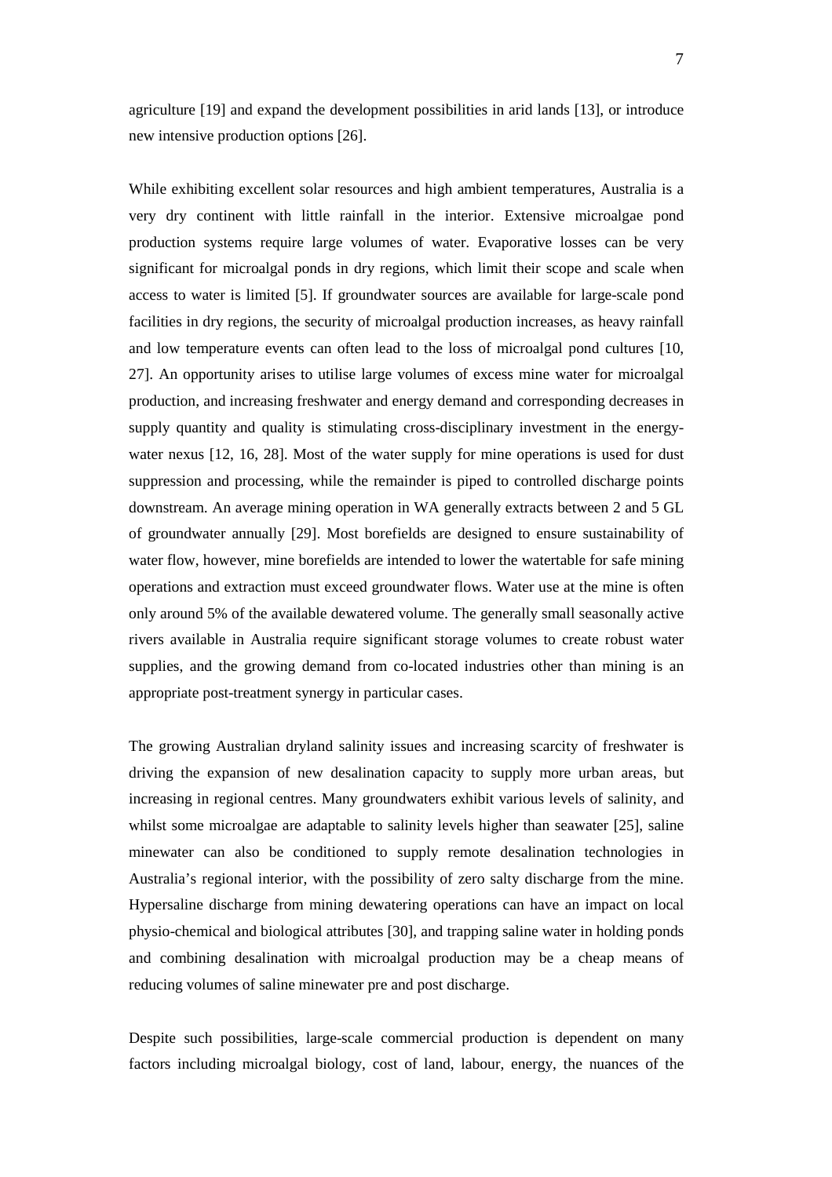agriculture [19] and expand the development possibilities in arid lands [13], or introduce new intensive production options [26].

While exhibiting excellent solar resources and high ambient temperatures, Australia is a very dry continent with little rainfall in the interior. Extensive microalgae pond production systems require large volumes of water. Evaporative losses can be very significant for microalgal ponds in dry regions, which limit their scope and scale when access to water is limited [5]. If groundwater sources are available for large-scale pond facilities in dry regions, the security of microalgal production increases, as heavy rainfall and low temperature events can often lead to the loss of microalgal pond cultures [10, 27]. An opportunity arises to utilise large volumes of excess mine water for microalgal production, and increasing freshwater and energy demand and corresponding decreases in supply quantity and quality is stimulating cross-disciplinary investment in the energy-water nexus [12, 16, 28]. Most of the water supply for mine operations is used for dust suppression and processing, while the remainder is piped to controlled discharge points downstream. An average mining operation in WA generally extracts between 2 and 5 GL of groundwater annually [29]. Most borefields are designed to ensure sustainability of water flow, however, mine borefields are intended to lower the watertable for safe mining operations and extraction must exceed groundwater flows. Water use at the mine is often only around 5% of the available dewatered volume. The generally small seasonally active rivers available in Australia require significant storage volumes to create robust water supplies, and the growing demand from co-located industries other than mining is an appropriate post-treatment synergy in particular cases.

The growing Australian dryland salinity issues and increasing scarcity of freshwater is driving the expansion of new desalination capacity to supply more urban areas, but increasing in regional centres. Many groundwaters exhibit various levels of salinity, and whilst some microalgae are adaptable to salinity levels higher than seawater [25], saline minewater can also be conditioned to supply remote desalination technologies in Australia's regional interior, with the possibility of zero salty discharge from the mine. Hypersaline discharge from mining dewatering operations can have an impact on local physio-chemical and biological attributes [30], and trapping saline water in holding ponds and combining desalination with microalgal production may be a cheap means of reducing volumes of saline minewater pre and post discharge.

Despite such possibilities, large-scale commercial production is dependent on many factors including microalgal biology, cost of land, labour, energy, the nuances of the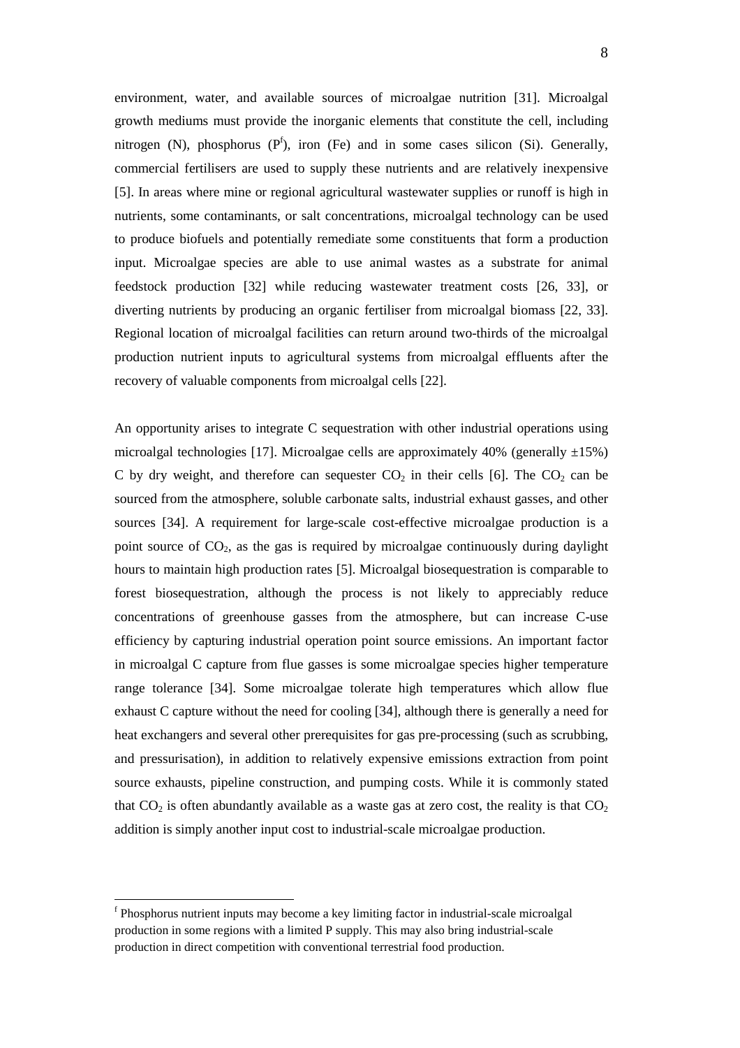environment, water, and available sources of microalgae nutrition [31]. Microalgal growth mediums must provide the inorganic elements that constitute the cell, including nitrogen (N), phosphorus (P[f]), iron (Fe) and in some cases silicon (Si). Generally, commercial fertilisers are used to supply these nutrients and are relatively inexpensive [5]. In areas where mine or regional agricultural wastewater supplies or runoff is high in nutrients, some contaminants, or salt concentrations, microalgal technology can be used to produce biofuels and potentially remediate some constituents that form a production input. Microalgae species are able to use animal wastes as a substrate for animal feedstock production [32] while reducing wastewater treatment costs [26, 33], or diverting nutrients by producing an organic fertiliser from microalgal biomass [22, 33]. Regional location of microalgal facilities can return around two-thirds of the microalgal production nutrient inputs to agricultural systems from microalgal effluents after the recovery of valuable components from microalgal cells [22].

An opportunity arises to integrate C sequestration with other industrial operations using microalgal technologies [17]. Microalgae cells are approximately 40% (generally ±15%) C by dry weight, and therefore can sequester $CO_2$ in their cells [6]. The $CO_2$ can be sourced from the atmosphere, soluble carbonate salts, industrial exhaust gasses, and other sources [34]. A requirement for large-scale cost-effective microalgae production is a point source of $CO_2$, as the gas is required by microalgae continuously during daylight hours to maintain high production rates [5]. Microalgal biosequestration is comparable to forest biosequestration, although the process is not likely to appreciably reduce concentrations of greenhouse gasses from the atmosphere, but can increase C-use efficiency by capturing industrial operation point source emissions. An important factor in microalgal C capture from flue gasses is some microalgae species higher temperature range tolerance [34]. Some microalgae tolerate high temperatures which allow flue exhaust C capture without the need for cooling [34], although there is generally a need for heat exchangers and several other prerequisites for gas pre-processing (such as scrubbing, and pressurisation), in addition to relatively expensive emissions extraction from point source exhausts, pipeline construction, and pumping costs. While it is commonly stated that $CO_2$ is often abundantly available as a waste gas at zero cost, the reality is that $CO_2$ addition is simply another input cost to industrial-scale microalgae production.

[f] Phosphorus nutrient inputs may become a key limiting factor in industrial-scale microalgal production in some regions with a limited P supply. This may also bring industrial-scale production in direct competition with conventional terrestrial food production.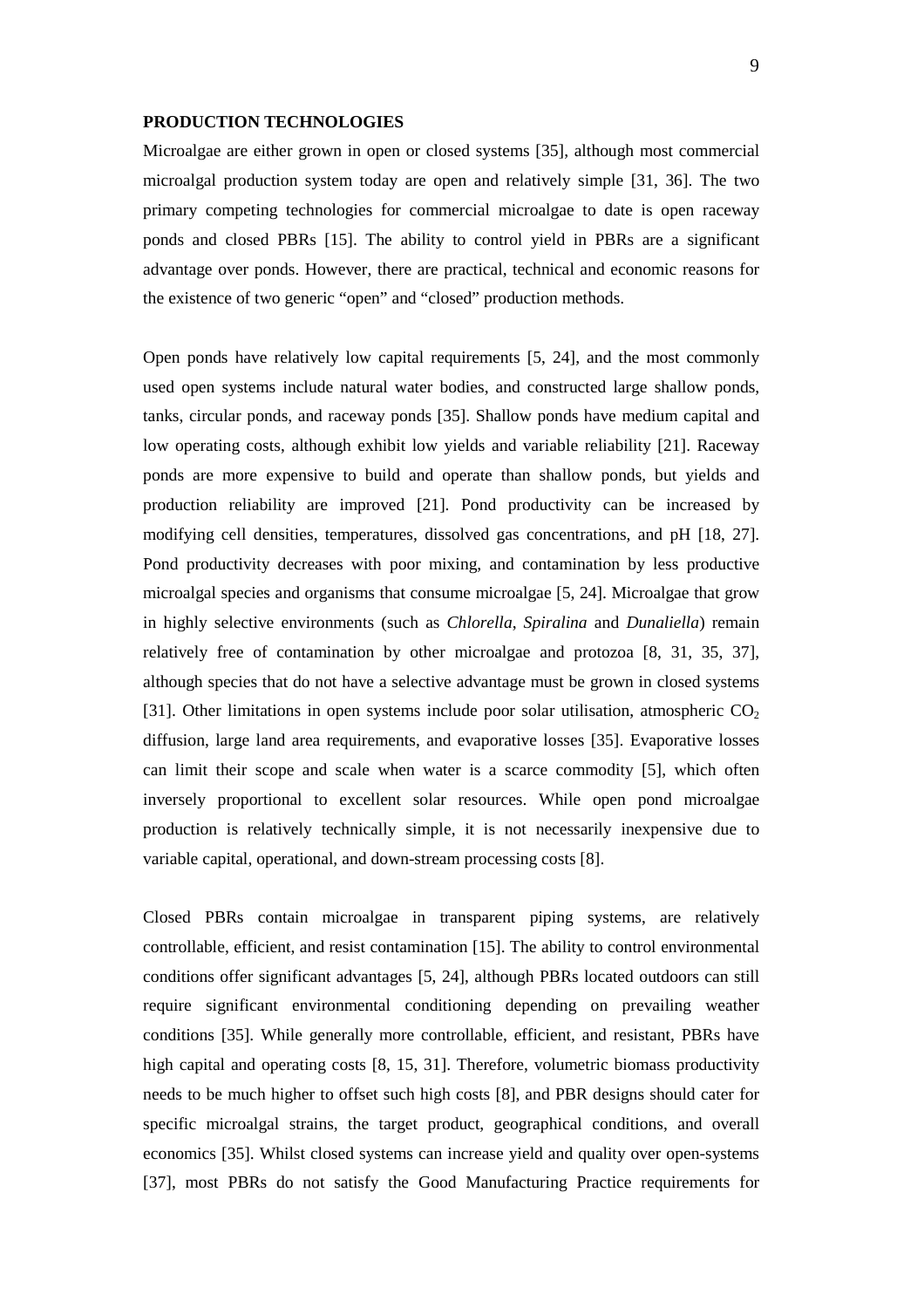**PRODUCTION TECHNOLOGIES**

Microalgae are either grown in open or closed systems [35], although most commercial microalgal production system today are open and relatively simple [31, 36]. The two primary competing technologies for commercial microalgae to date is open raceway ponds and closed PBRs [15]. The ability to control yield in PBRs are a significant advantage over ponds. However, there are practical, technical and economic reasons for the existence of two generic "open" and "closed" production methods.

Open ponds have relatively low capital requirements [5, 24], and the most commonly used open systems include natural water bodies, and constructed large shallow ponds, tanks, circular ponds, and raceway ponds [35]. Shallow ponds have medium capital and low operating costs, although exhibit low yields and variable reliability [21]. Raceway ponds are more expensive to build and operate than shallow ponds, but yields and production reliability are improved [21]. Pond productivity can be increased by modifying cell densities, temperatures, dissolved gas concentrations, and pH [18, 27]. Pond productivity decreases with poor mixing, and contamination by less productive microalgal species and organisms that consume microalgae [5, 24]. Microalgae that grow in highly selective environments (such as *Chlorella*, *Spiralina* and *Dunaliella*) remain relatively free of contamination by other microalgae and protozoa [8, 31, 35, 37], although species that do not have a selective advantage must be grown in closed systems [31]. Other limitations in open systems include poor solar utilisation, atmospheric $CO_2$ diffusion, large land area requirements, and evaporative losses [35]. Evaporative losses can limit their scope and scale when water is a scarce commodity [5], which often inversely proportional to excellent solar resources. While open pond microalgae production is relatively technically simple, it is not necessarily inexpensive due to variable capital, operational, and down-stream processing costs [8].

Closed PBRs contain microalgae in transparent piping systems, are relatively controllable, efficient, and resist contamination [15]. The ability to control environmental conditions offer significant advantages [5, 24], although PBRs located outdoors can still require significant environmental conditioning depending on prevailing weather conditions [35]. While generally more controllable, efficient, and resistant, PBRs have high capital and operating costs [8, 15, 31]. Therefore, volumetric biomass productivity needs to be much higher to offset such high costs [8], and PBR designs should cater for specific microalgal strains, the target product, geographical conditions, and overall economics [35]. Whilst closed systems can increase yield and quality over open-systems [37], most PBRs do not satisfy the Good Manufacturing Practice requirements for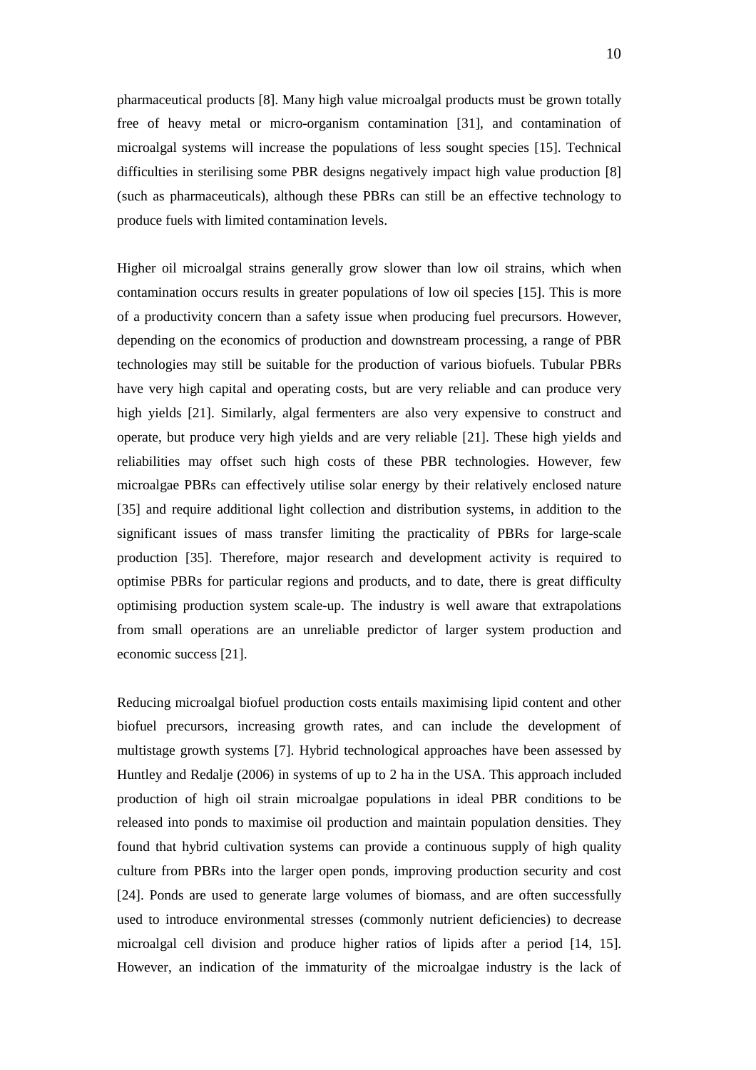pharmaceutical products [8]. Many high value microalgal products must be grown totally free of heavy metal or micro-organism contamination [31], and contamination of microalgal systems will increase the populations of less sought species [15]. Technical difficulties in sterilising some PBR designs negatively impact high value production [8] (such as pharmaceuticals), although these PBRs can still be an effective technology to produce fuels with limited contamination levels.

Higher oil microalgal strains generally grow slower than low oil strains, which when contamination occurs results in greater populations of low oil species [15]. This is more of a productivity concern than a safety issue when producing fuel precursors. However, depending on the economics of production and downstream processing, a range of PBR technologies may still be suitable for the production of various biofuels. Tubular PBRs have very high capital and operating costs, but are very reliable and can produce very high yields [21]. Similarly, algal fermenters are also very expensive to construct and operate, but produce very high yields and are very reliable [21]. These high yields and reliabilities may offset such high costs of these PBR technologies. However, few microalgae PBRs can effectively utilise solar energy by their relatively enclosed nature [35] and require additional light collection and distribution systems, in addition to the significant issues of mass transfer limiting the practicality of PBRs for large-scale production [35]. Therefore, major research and development activity is required to optimise PBRs for particular regions and products, and to date, there is great difficulty optimising production system scale-up. The industry is well aware that extrapolations from small operations are an unreliable predictor of larger system production and economic success [21].

Reducing microalgal biofuel production costs entails maximising lipid content and other biofuel precursors, increasing growth rates, and can include the development of multistage growth systems [7]. Hybrid technological approaches have been assessed by Huntley and Redalje (2006) in systems of up to 2 ha in the USA. This approach included production of high oil strain microalgae populations in ideal PBR conditions to be released into ponds to maximise oil production and maintain population densities. They found that hybrid cultivation systems can provide a continuous supply of high quality culture from PBRs into the larger open ponds, improving production security and cost [24]. Ponds are used to generate large volumes of biomass, and are often successfully used to introduce environmental stresses (commonly nutrient deficiencies) to decrease microalgal cell division and produce higher ratios of lipids after a period [14, 15]. However, an indication of the immaturity of the microalgae industry is the lack of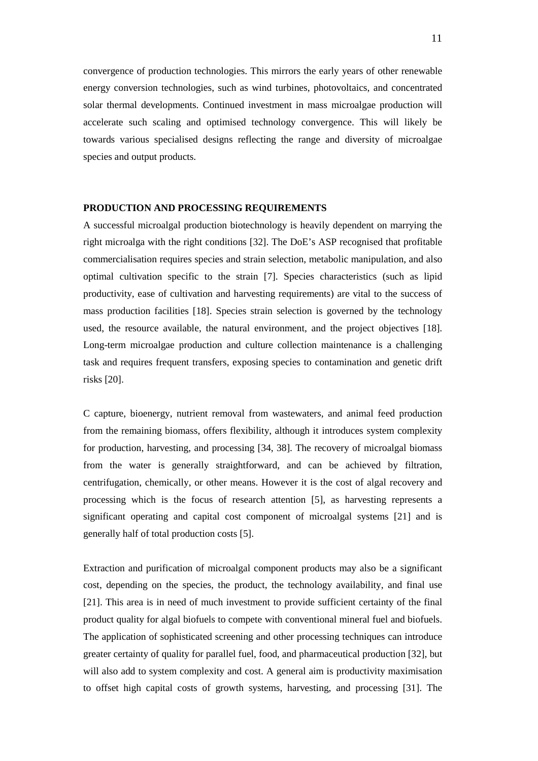convergence of production technologies. This mirrors the early years of other renewable energy conversion technologies, such as wind turbines, photovoltaics, and concentrated solar thermal developments. Continued investment in mass microalgae production will accelerate such scaling and optimised technology convergence. This will likely be towards various specialised designs reflecting the range and diversity of microalgae species and output products.

## PRODUCTION AND PROCESSING REQUIREMENTS

A successful microalgal production biotechnology is heavily dependent on marrying the right microalga with the right conditions [32]. The DoE's ASP recognised that profitable commercialisation requires species and strain selection, metabolic manipulation, and also optimal cultivation specific to the strain [7]. Species characteristics (such as lipid productivity, ease of cultivation and harvesting requirements) are vital to the success of mass production facilities [18]. Species strain selection is governed by the technology used, the resource available, the natural environment, and the project objectives [18]. Long-term microalgae production and culture collection maintenance is a challenging task and requires frequent transfers, exposing species to contamination and genetic drift risks [20].

C capture, bioenergy, nutrient removal from wastewaters, and animal feed production from the remaining biomass, offers flexibility, although it introduces system complexity for production, harvesting, and processing [34, 38]. The recovery of microalgal biomass from the water is generally straightforward, and can be achieved by filtration, centrifugation, chemically, or other means. However it is the cost of algal recovery and processing which is the focus of research attention [5], as harvesting represents a significant operating and capital cost component of microalgal systems [21] and is generally half of total production costs [5].

Extraction and purification of microalgal component products may also be a significant cost, depending on the species, the product, the technology availability, and final use [21]. This area is in need of much investment to provide sufficient certainty of the final product quality for algal biofuels to compete with conventional mineral fuel and biofuels. The application of sophisticated screening and other processing techniques can introduce greater certainty of quality for parallel fuel, food, and pharmaceutical production [32], but will also add to system complexity and cost. A general aim is productivity maximisation to offset high capital costs of growth systems, harvesting, and processing [31]. The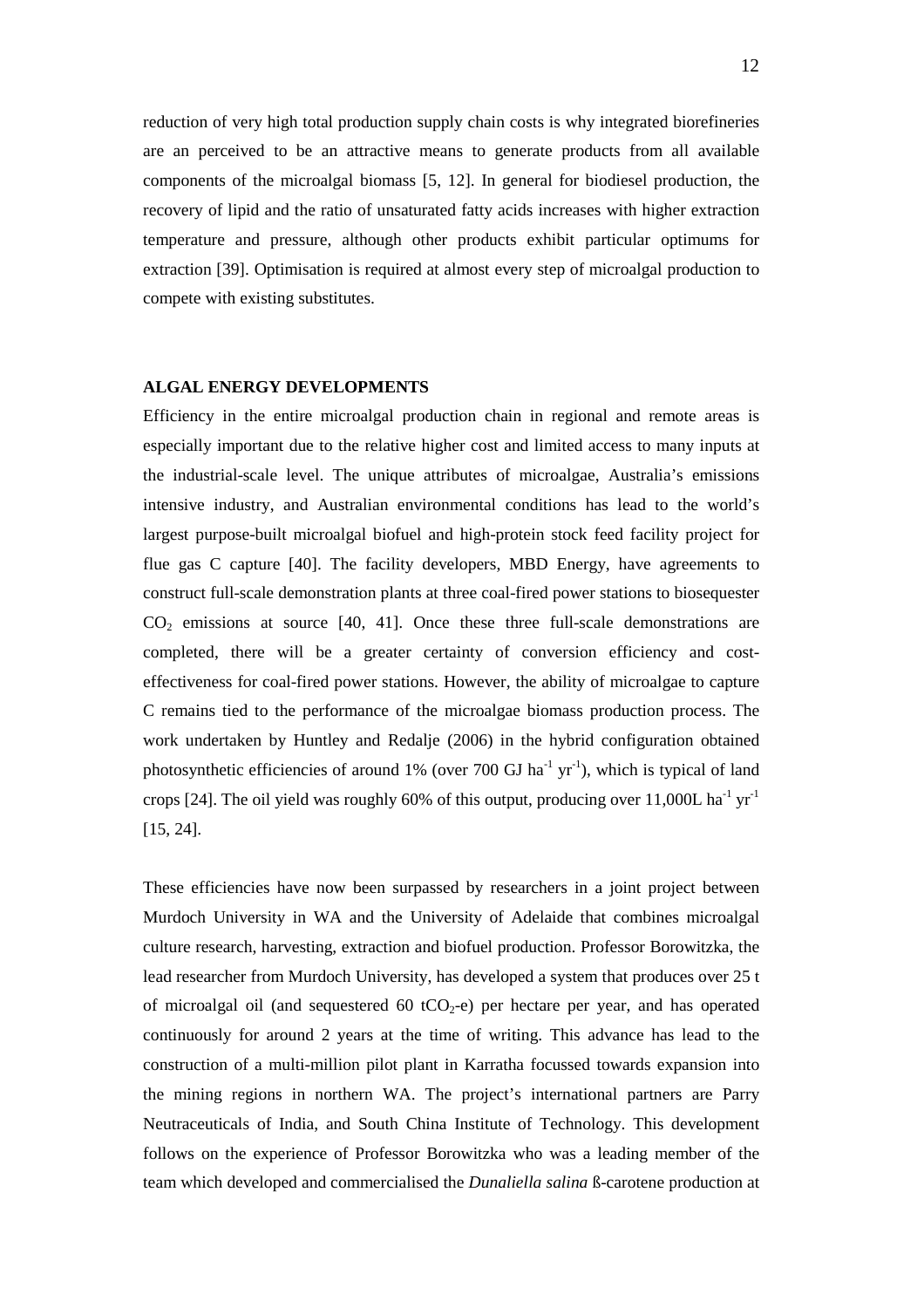reduction of very high total production supply chain costs is why integrated biorefineries are an perceived to be an attractive means to generate products from all available components of the microalgal biomass [5, 12]. In general for biodiesel production, the recovery of lipid and the ratio of unsaturated fatty acids increases with higher extraction temperature and pressure, although other products exhibit particular optimums for extraction [39]. Optimisation is required at almost every step of microalgal production to compete with existing substitutes.

## ALGAL ENERGY DEVELOPMENTS

Efficiency in the entire microalgal production chain in regional and remote areas is especially important due to the relative higher cost and limited access to many inputs at the industrial-scale level. The unique attributes of microalgae, Australia's emissions intensive industry, and Australian environmental conditions has lead to the world's largest purpose-built microalgal biofuel and high-protein stock feed facility project for flue gas C capture [40]. The facility developers, MBD Energy, have agreements to construct full-scale demonstration plants at three coal-fired power stations to biosequester $CO_2$ emissions at source [40, 41]. Once these three full-scale demonstrations are completed, there will be a greater certainty of conversion efficiency and cost-effectiveness for coal-fired power stations. However, the ability of microalgae to capture C remains tied to the performance of the microalgae biomass production process. The work undertaken by Huntley and Redalje (2006) in the hybrid configuration obtained photosynthetic efficiencies of around 1% (over 700 GJ $ha^{-1}$ $yr^{-1}$), which is typical of land crops [24]. The oil yield was roughly 60% of this output, producing over 11,000L $ha^{-1}$ $yr^{-1}$ [15, 24].

These efficiencies have now been surpassed by researchers in a joint project between Murdoch University in WA and the University of Adelaide that combines microalgal culture research, harvesting, extraction and biofuel production. Professor Borowitzka, the lead researcher from Murdoch University, has developed a system that produces over 25 t of microalgal oil (and sequestered 60 $tCO_2$-e) per hectare per year, and has operated continuously for around 2 years at the time of writing. This advance has lead to the construction of a multi-million pilot plant in Karratha focussed towards expansion into the mining regions in northern WA. The project's international partners are Parry Neutraceuticals of India, and South China Institute of Technology. This development follows on the experience of Professor Borowitzka who was a leading member of the team which developed and commercialised the *Dunaliella salina* ß-carotene production at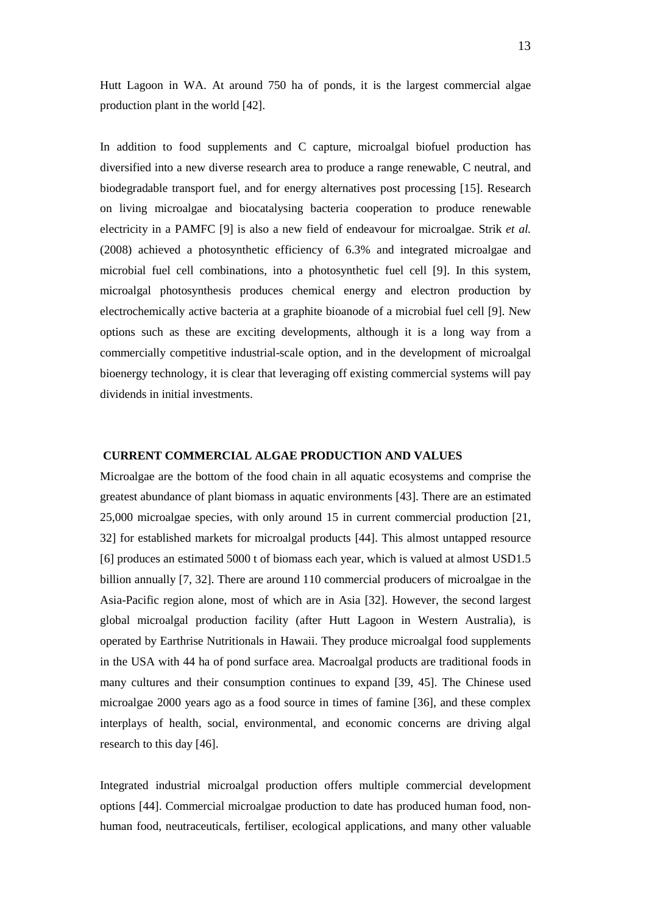Hutt Lagoon in WA. At around 750 ha of ponds, it is the largest commercial algae production plant in the world [42].

In addition to food supplements and C capture, microalgal biofuel production has diversified into a new diverse research area to produce a range renewable, C neutral, and biodegradable transport fuel, and for energy alternatives post processing [15]. Research on living microalgae and biocatalysing bacteria cooperation to produce renewable electricity in a PAMFC [9] is also a new field of endeavour for microalgae. Strik *et al.* (2008) achieved a photosynthetic efficiency of 6.3% and integrated microalgae and microbial fuel cell combinations, into a photosynthetic fuel cell [9]. In this system, microalgal photosynthesis produces chemical energy and electron production by electrochemically active bacteria at a graphite bioanode of a microbial fuel cell [9]. New options such as these are exciting developments, although it is a long way from a commercially competitive industrial-scale option, and in the development of microalgal bioenergy technology, it is clear that leveraging off existing commercial systems will pay dividends in initial investments.

## CURRENT COMMERCIAL ALGAE PRODUCTION AND VALUES

Microalgae are the bottom of the food chain in all aquatic ecosystems and comprise the greatest abundance of plant biomass in aquatic environments [43]. There are an estimated 25,000 microalgae species, with only around 15 in current commercial production [21, 32] for established markets for microalgal products [44]. This almost untapped resource [6] produces an estimated 5000 t of biomass each year, which is valued at almost USD1.5 billion annually [7, 32]. There are around 110 commercial producers of microalgae in the Asia-Pacific region alone, most of which are in Asia [32]. However, the second largest global microalgal production facility (after Hutt Lagoon in Western Australia), is operated by Earthrise Nutritionals in Hawaii. They produce microalgal food supplements in the USA with 44 ha of pond surface area. Macroalgal products are traditional foods in many cultures and their consumption continues to expand [39, 45]. The Chinese used microalgae 2000 years ago as a food source in times of famine [36], and these complex interplays of health, social, environmental, and economic concerns are driving algal research to this day [46].

Integrated industrial microalgal production offers multiple commercial development options [44]. Commercial microalgae production to date has produced human food, non-human food, neutraceuticals, fertiliser, ecological applications, and many other valuable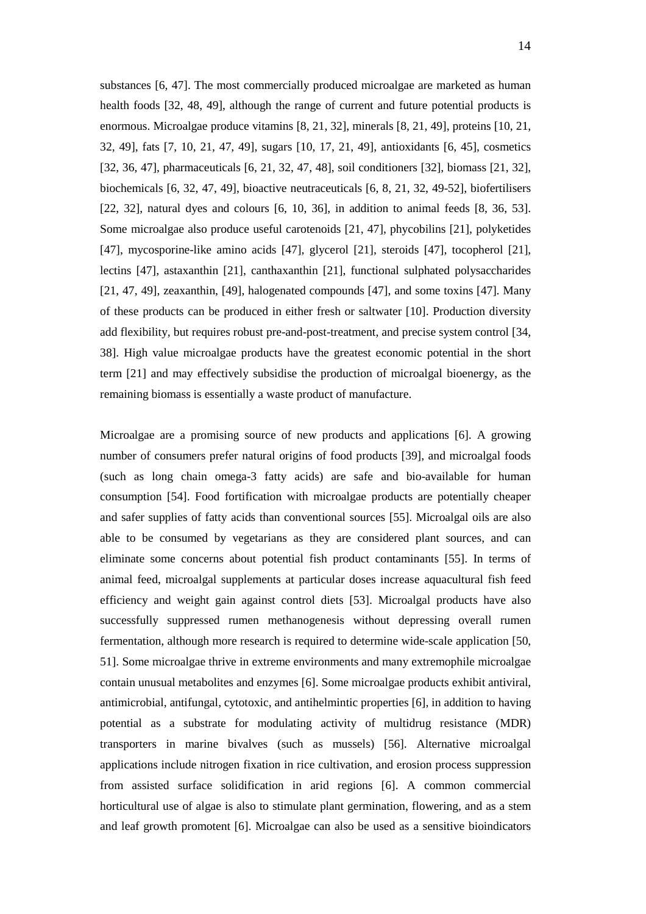substances [6, 47]. The most commercially produced microalgae are marketed as human health foods [32, 48, 49], although the range of current and future potential products is enormous. Microalgae produce vitamins [8, 21, 32], minerals [8, 21, 49], proteins [10, 21, 32, 49], fats [7, 10, 21, 47, 49], sugars [10, 17, 21, 49], antioxidants [6, 45], cosmetics [32, 36, 47], pharmaceuticals [6, 21, 32, 47, 48], soil conditioners [32], biomass [21, 32], biochemicals [6, 32, 47, 49], bioactive neutraceuticals [6, 8, 21, 32, 49-52], biofertilisers [22, 32], natural dyes and colours [6, 10, 36], in addition to animal feeds [8, 36, 53]. Some microalgae also produce useful carotenoids [21, 47], phycobilins [21], polyketides [47], mycosporine-like amino acids [47], glycerol [21], steroids [47], tocopherol [21], lectins [47], astaxanthin [21], canthaxanthin [21], functional sulphated polysaccharides [21, 47, 49], zeaxanthin, [49], halogenated compounds [47], and some toxins [47]. Many of these products can be produced in either fresh or saltwater [10]. Production diversity add flexibility, but requires robust pre-and-post-treatment, and precise system control [34, 38]. High value microalgae products have the greatest economic potential in the short term [21] and may effectively subsidise the production of microalgal bioenergy, as the remaining biomass is essentially a waste product of manufacture.

Microalgae are a promising source of new products and applications [6]. A growing number of consumers prefer natural origins of food products [39], and microalgal foods (such as long chain omega-3 fatty acids) are safe and bio-available for human consumption [54]. Food fortification with microalgae products are potentially cheaper and safer supplies of fatty acids than conventional sources [55]. Microalgal oils are also able to be consumed by vegetarians as they are considered plant sources, and can eliminate some concerns about potential fish product contaminants [55]. In terms of animal feed, microalgal supplements at particular doses increase aquacultural fish feed efficiency and weight gain against control diets [53]. Microalgal products have also successfully suppressed rumen methanogenesis without depressing overall rumen fermentation, although more research is required to determine wide-scale application [50, 51]. Some microalgae thrive in extreme environments and many extremophile microalgae contain unusual metabolites and enzymes [6]. Some microalgae products exhibit antiviral, antimicrobial, antifungal, cytotoxic, and antihelmintic properties [6], in addition to having potential as a substrate for modulating activity of multidrug resistance (MDR) transporters in marine bivalves (such as mussels) [56]. Alternative microalgal applications include nitrogen fixation in rice cultivation, and erosion process suppression from assisted surface solidification in arid regions [6]. A common commercial horticultural use of algae is also to stimulate plant germination, flowering, and as a stem and leaf growth promotent [6]. Microalgae can also be used as a sensitive bioindicators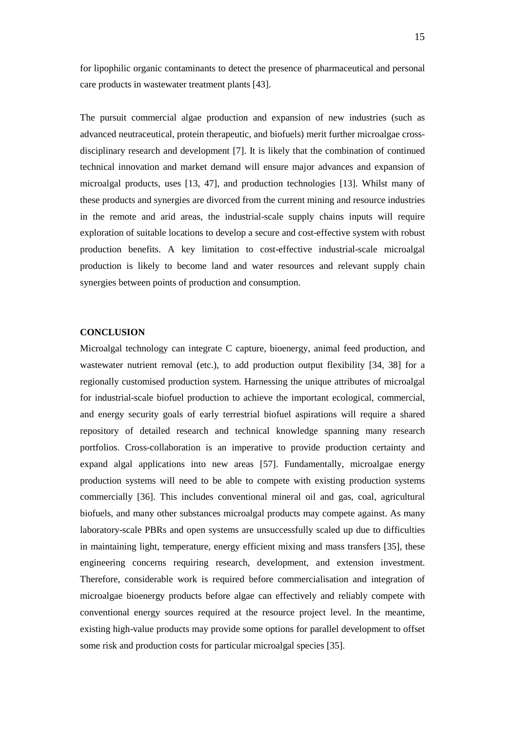for lipophilic organic contaminants to detect the presence of pharmaceutical and personal care products in wastewater treatment plants [43].

The pursuit commercial algae production and expansion of new industries (such as advanced neutraceutical, protein therapeutic, and biofuels) merit further microalgae cross-disciplinary research and development [7]. It is likely that the combination of continued technical innovation and market demand will ensure major advances and expansion of microalgal products, uses [13, 47], and production technologies [13]. Whilst many of these products and synergies are divorced from the current mining and resource industries in the remote and arid areas, the industrial-scale supply chains inputs will require exploration of suitable locations to develop a secure and cost-effective system with robust production benefits. A key limitation to cost-effective industrial-scale microalgal production is likely to become land and water resources and relevant supply chain synergies between points of production and consumption.

## CONCLUSION

Microalgal technology can integrate C capture, bioenergy, animal feed production, and wastewater nutrient removal (etc.), to add production output flexibility [34, 38] for a regionally customised production system. Harnessing the unique attributes of microalgal for industrial-scale biofuel production to achieve the important ecological, commercial, and energy security goals of early terrestrial biofuel aspirations will require a shared repository of detailed research and technical knowledge spanning many research portfolios. Cross-collaboration is an imperative to provide production certainty and expand algal applications into new areas [57]. Fundamentally, microalgae energy production systems will need to be able to compete with existing production systems commercially [36]. This includes conventional mineral oil and gas, coal, agricultural biofuels, and many other substances microalgal products may compete against. As many laboratory-scale PBRs and open systems are unsuccessfully scaled up due to difficulties in maintaining light, temperature, energy efficient mixing and mass transfers [35], these engineering concerns requiring research, development, and extension investment. Therefore, considerable work is required before commercialisation and integration of microalgae bioenergy products before algae can effectively and reliably compete with conventional energy sources required at the resource project level. In the meantime, existing high-value products may provide some options for parallel development to offset some risk and production costs for particular microalgal species [35].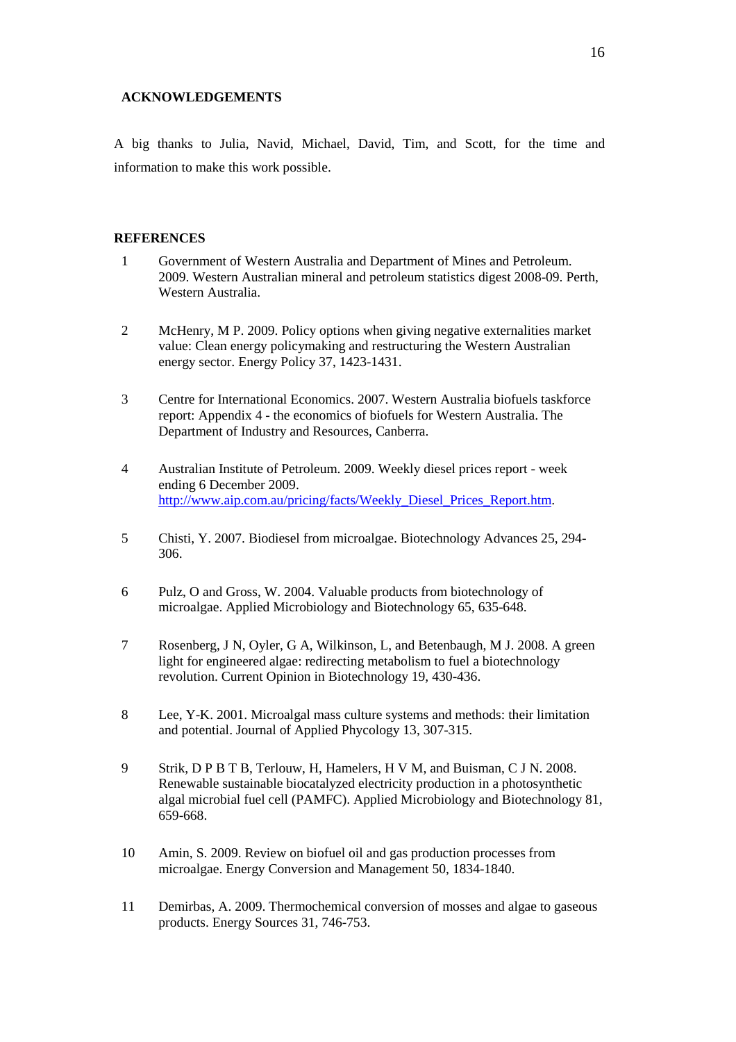## ACKNOWLEDGEMENTS

A big thanks to Julia, Navid, Michael, David, Tim, and Scott, for the time and information to make this work possible.

## REFERENCES

1. Government of Western Australia and Department of Mines and Petroleum. 2009. Western Australian mineral and petroleum statistics digest 2008-09. Perth, Western Australia.

2. McHenry, M P. 2009. Policy options when giving negative externalities market value: Clean energy policymaking and restructuring the Western Australian energy sector. Energy Policy 37, 1423-1431.

3. Centre for International Economics. 2007. Western Australia biofuels taskforce report: Appendix 4 - the economics of biofuels for Western Australia. The Department of Industry and Resources, Canberra.

4. Australian Institute of Petroleum. 2009. Weekly diesel prices report - week ending 6 December 2009. http://www.aip.com.au/pricing/facts/Weekly_Diesel_Prices_Report.htm.

5. Chisti, Y. 2007. Biodiesel from microalgae. Biotechnology Advances 25, 294-306.

6. Pulz, O and Gross, W. 2004. Valuable products from biotechnology of microalgae. Applied Microbiology and Biotechnology 65, 635-648.

7. Rosenberg, J N, Oyler, G A, Wilkinson, L, and Betenbaugh, M J. 2008. A green light for engineered algae: redirecting metabolism to fuel a biotechnology revolution. Current Opinion in Biotechnology 19, 430-436.

8. Lee, Y-K. 2001. Microalgal mass culture systems and methods: their limitation and potential. Journal of Applied Phycology 13, 307-315.

9. Strik, D P B T B, Terlouw, H, Hamelers, H V M, and Buisman, C J N. 2008. Renewable sustainable biocatalyzed electricity production in a photosynthetic algal microbial fuel cell (PAMFC). Applied Microbiology and Biotechnology 81, 659-668.

10. Amin, S. 2009. Review on biofuel oil and gas production processes from microalgae. Energy Conversion and Management 50, 1834-1840.

11. Demirbas, A. 2009. Thermochemical conversion of mosses and algae to gaseous products. Energy Sources 31, 746-753.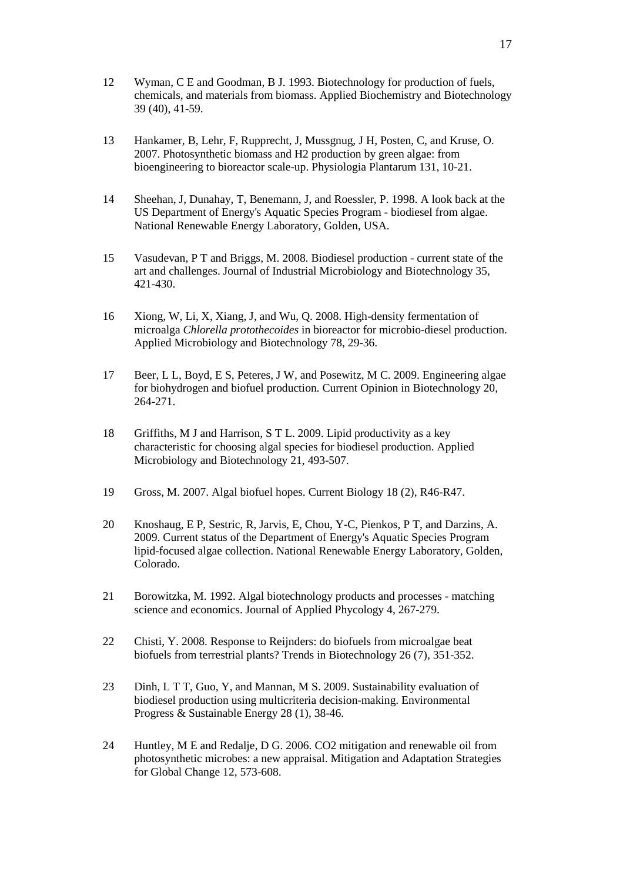12 Wyman, C E and Goodman, B J. 1993. Biotechnology for production of fuels, chemicals, and materials from biomass. Applied Biochemistry and Biotechnology 39 (40), 41-59.

13 Hankamer, B, Lehr, F, Rupprecht, J, Mussgnug, J H, Posten, C, and Kruse, O. 2007. Photosynthetic biomass and H2 production by green algae: from bioengineering to bioreactor scale-up. Physiologia Plantarum 131, 10-21.

14 Sheehan, J, Dunahay, T, Benemann, J, and Roessler, P. 1998. A look back at the US Department of Energy's Aquatic Species Program - biodiesel from algae. National Renewable Energy Laboratory, Golden, USA.

15 Vasudevan, P T and Briggs, M. 2008. Biodiesel production - current state of the art and challenges. Journal of Industrial Microbiology and Biotechnology 35, 421-430.

16 Xiong, W, Li, X, Xiang, J, and Wu, Q. 2008. High-density fermentation of microalga *Chlorella protothecoides* in bioreactor for microbio-diesel production. Applied Microbiology and Biotechnology 78, 29-36.

17 Beer, L L, Boyd, E S, Peteres, J W, and Posewitz, M C. 2009. Engineering algae for biohydrogen and biofuel production. Current Opinion in Biotechnology 20, 264-271.

18 Griffiths, M J and Harrison, S T L. 2009. Lipid productivity as a key characteristic for choosing algal species for biodiesel production. Applied Microbiology and Biotechnology 21, 493-507.

19 Gross, M. 2007. Algal biofuel hopes. Current Biology 18 (2), R46-R47.

20 Knoshaug, E P, Sestric, R, Jarvis, E, Chou, Y-C, Pienkos, P T, and Darzins, A. 2009. Current status of the Department of Energy's Aquatic Species Program lipid-focused algae collection. National Renewable Energy Laboratory, Golden, Colorado.

21 Borowitzka, M. 1992. Algal biotechnology products and processes - matching science and economics. Journal of Applied Phycology 4, 267-279.

22 Chisti, Y. 2008. Response to Reijnders: do biofuels from microalgae beat biofuels from terrestrial plants? Trends in Biotechnology 26 (7), 351-352.

23 Dinh, L T T, Guo, Y, and Mannan, M S. 2009. Sustainability evaluation of biodiesel production using multicriteria decision-making. Environmental Progress & Sustainable Energy 28 (1), 38-46.

24 Huntley, M E and Redalje, D G. 2006. CO2 mitigation and renewable oil from photosynthetic microbes: a new appraisal. Mitigation and Adaptation Strategies for Global Change 12, 573-608.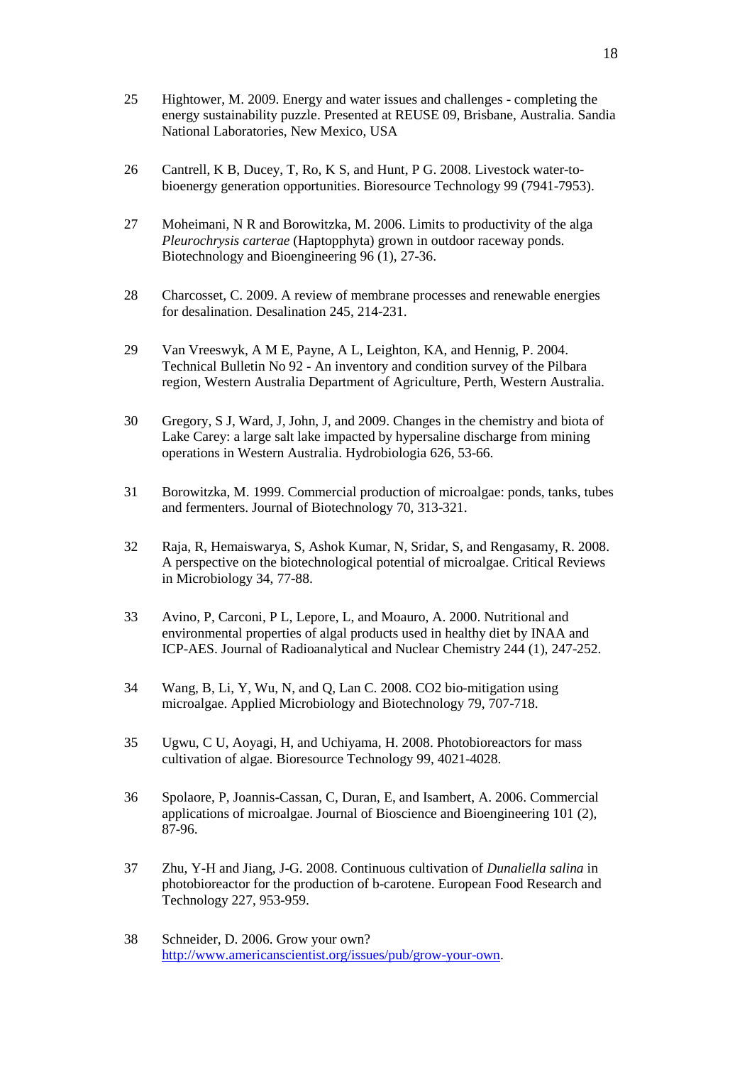25 Hightower, M. 2009. Energy and water issues and challenges - completing the energy sustainability puzzle. Presented at REUSE 09, Brisbane, Australia. Sandia National Laboratories, New Mexico, USA

26 Cantrell, K B, Ducey, T, Ro, K S, and Hunt, P G. 2008. Livestock water-to-bioenergy generation opportunities. Bioresource Technology 99 (7941-7953).

27 Moheimani, N R and Borowitzka, M. 2006. Limits to productivity of the alga *Pleurochrysis carterae* (Haptopphyta) grown in outdoor raceway ponds. Biotechnology and Bioengineering 96 (1), 27-36.

28 Charcosset, C. 2009. A review of membrane processes and renewable energies for desalination. Desalination 245, 214-231.

29 Van Vreeswyk, A M E, Payne, A L, Leighton, KA, and Hennig, P. 2004. Technical Bulletin No 92 - An inventory and condition survey of the Pilbara region, Western Australia Department of Agriculture, Perth, Western Australia.

30 Gregory, S J, Ward, J, John, J, and 2009. Changes in the chemistry and biota of Lake Carey: a large salt lake impacted by hypersaline discharge from mining operations in Western Australia. Hydrobiologia 626, 53-66.

31 Borowitzka, M. 1999. Commercial production of microalgae: ponds, tanks, tubes and fermenters. Journal of Biotechnology 70, 313-321.

32 Raja, R, Hemaiswarya, S, Ashok Kumar, N, Sridar, S, and Rengasamy, R. 2008. A perspective on the biotechnological potential of microalgae. Critical Reviews in Microbiology 34, 77-88.

33 Avino, P, Carconi, P L, Lepore, L, and Moauro, A. 2000. Nutritional and environmental properties of algal products used in healthy diet by INAA and ICP-AES. Journal of Radioanalytical and Nuclear Chemistry 244 (1), 247-252.

34 Wang, B, Li, Y, Wu, N, and Q, Lan C. 2008. CO2 bio-mitigation using microalgae. Applied Microbiology and Biotechnology 79, 707-718.

35 Ugwu, C U, Aoyagi, H, and Uchiyama, H. 2008. Photobioreactors for mass cultivation of algae. Bioresource Technology 99, 4021-4028.

36 Spolaore, P, Joannis-Cassan, C, Duran, E, and Isambert, A. 2006. Commercial applications of microalgae. Journal of Bioscience and Bioengineering 101 (2), 87-96.

37 Zhu, Y-H and Jiang, J-G. 2008. Continuous cultivation of *Dunaliella salina* in photobioreactor for the production of b-carotene. European Food Research and Technology 227, 953-959.

38 Schneider, D. 2006. Grow your own? http://www.americanscientist.org/issues/pub/grow-your-own.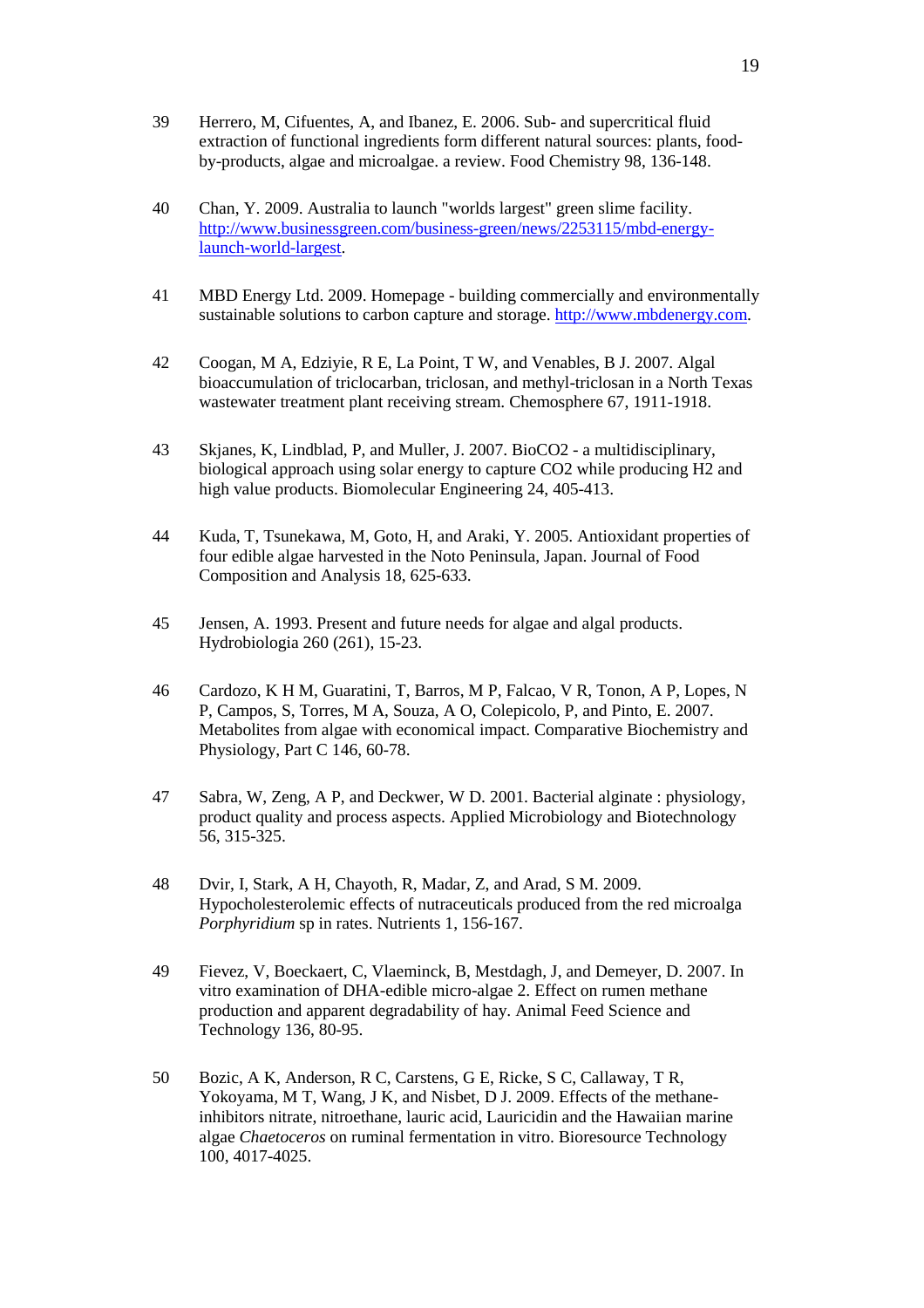39 Herrero, M, Cifuentes, A, and Ibanez, E. 2006. Sub- and supercritical fluid extraction of functional ingredients form different natural sources: plants, food-by-products, algae and microalgae. a review. Food Chemistry 98, 136-148.

40 Chan, Y. 2009. Australia to launch "worlds largest" green slime facility. [http://www.businessgreen.com/business-green/news/2253115/mbd-energy-launch-world-largest](http://www.businessgreen.com/business-green/news/2253115/mbd-energy-launch-world-largest).

41 MBD Energy Ltd. 2009. Homepage - building commercially and environmentally sustainable solutions to carbon capture and storage. [http://www.mbdenergy.com](http://www.mbdenergy.com).

42 Coogan, M A, Edziyie, R E, La Point, T W, and Venables, B J. 2007. Algal bioaccumulation of triclocarban, triclosan, and methyl-triclosan in a North Texas wastewater treatment plant receiving stream. Chemosphere 67, 1911-1918.

43 Skjanes, K, Lindblad, P, and Muller, J. 2007. BioCO2 - a multidisciplinary, biological approach using solar energy to capture CO2 while producing H2 and high value products. Biomolecular Engineering 24, 405-413.

44 Kuda, T, Tsunekawa, M, Goto, H, and Araki, Y. 2005. Antioxidant properties of four edible algae harvested in the Noto Peninsula, Japan. Journal of Food Composition and Analysis 18, 625-633.

45 Jensen, A. 1993. Present and future needs for algae and algal products. Hydrobiologia 260 (261), 15-23.

46 Cardozo, K H M, Guaratini, T, Barros, M P, Falcao, V R, Tonon, A P, Lopes, N P, Campos, S, Torres, M A, Souza, A O, Colepicolo, P, and Pinto, E. 2007. Metabolites from algae with economical impact. Comparative Biochemistry and Physiology, Part C 146, 60-78.

47 Sabra, W, Zeng, A P, and Deckwer, W D. 2001. Bacterial alginate : physiology, product quality and process aspects. Applied Microbiology and Biotechnology 56, 315-325.

48 Dvir, I, Stark, A H, Chayoth, R, Madar, Z, and Arad, S M. 2009. Hypocholesterolemic effects of nutraceuticals produced from the red microalga *Porphyridium* sp in rates. Nutrients 1, 156-167.

49 Fievez, V, Boeckaert, C, Vlaeminck, B, Mestdagh, J, and Demeyer, D. 2007. In vitro examination of DHA-edible micro-algae 2. Effect on rumen methane production and apparent degradability of hay. Animal Feed Science and Technology 136, 80-95.

50 Bozic, A K, Anderson, R C, Carstens, G E, Ricke, S C, Callaway, T R, Yokoyama, M T, Wang, J K, and Nisbet, D J. 2009. Effects of the methane-inhibitors nitrate, nitroethane, lauric acid, Lauricidin and the Hawaiian marine algae *Chaetoceros* on ruminal fermentation in vitro. Bioresource Technology 100, 4017-4025.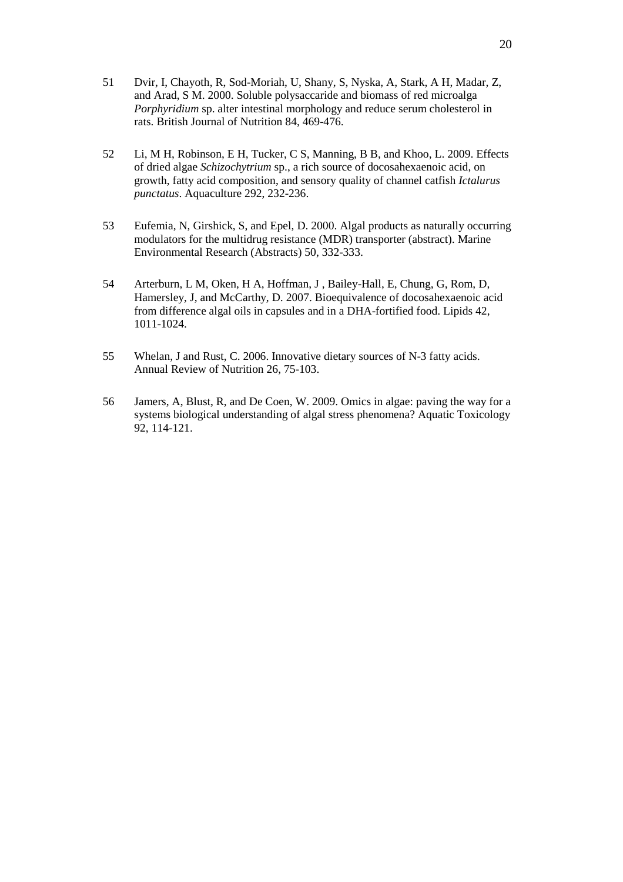51 Dvir, I, Chayoth, R, Sod-Moriah, U, Shany, S, Nyska, A, Stark, A H, Madar, Z, and Arad, S M. 2000. Soluble polysaccaride and biomass of red microalga *Porphyridium* sp. alter intestinal morphology and reduce serum cholesterol in rats. British Journal of Nutrition 84, 469-476.

52 Li, M H, Robinson, E H, Tucker, C S, Manning, B B, and Khoo, L. 2009. Effects of dried algae *Schizochytrium* sp., a rich source of docosahexaenoic acid, on growth, fatty acid composition, and sensory quality of channel catfish *Ictalurus punctatus*. Aquaculture 292, 232-236.

53 Eufemia, N, Girshick, S, and Epel, D. 2000. Algal products as naturally occurring modulators for the multidrug resistance (MDR) transporter (abstract). Marine Environmental Research (Abstracts) 50, 332-333.

54 Arterburn, L M, Oken, H A, Hoffman, J , Bailey-Hall, E, Chung, G, Rom, D, Hamersley, J, and McCarthy, D. 2007. Bioequivalence of docosahexaenoic acid from difference algal oils in capsules and in a DHA-fortified food. Lipids 42, 1011-1024.

55 Whelan, J and Rust, C. 2006. Innovative dietary sources of N-3 fatty acids. Annual Review of Nutrition 26, 75-103.

56 Jamers, A, Blust, R, and De Coen, W. 2009. Omics in algae: paving the way for a systems biological understanding of algal stress phenomena? Aquatic Toxicology 92, 114-121.